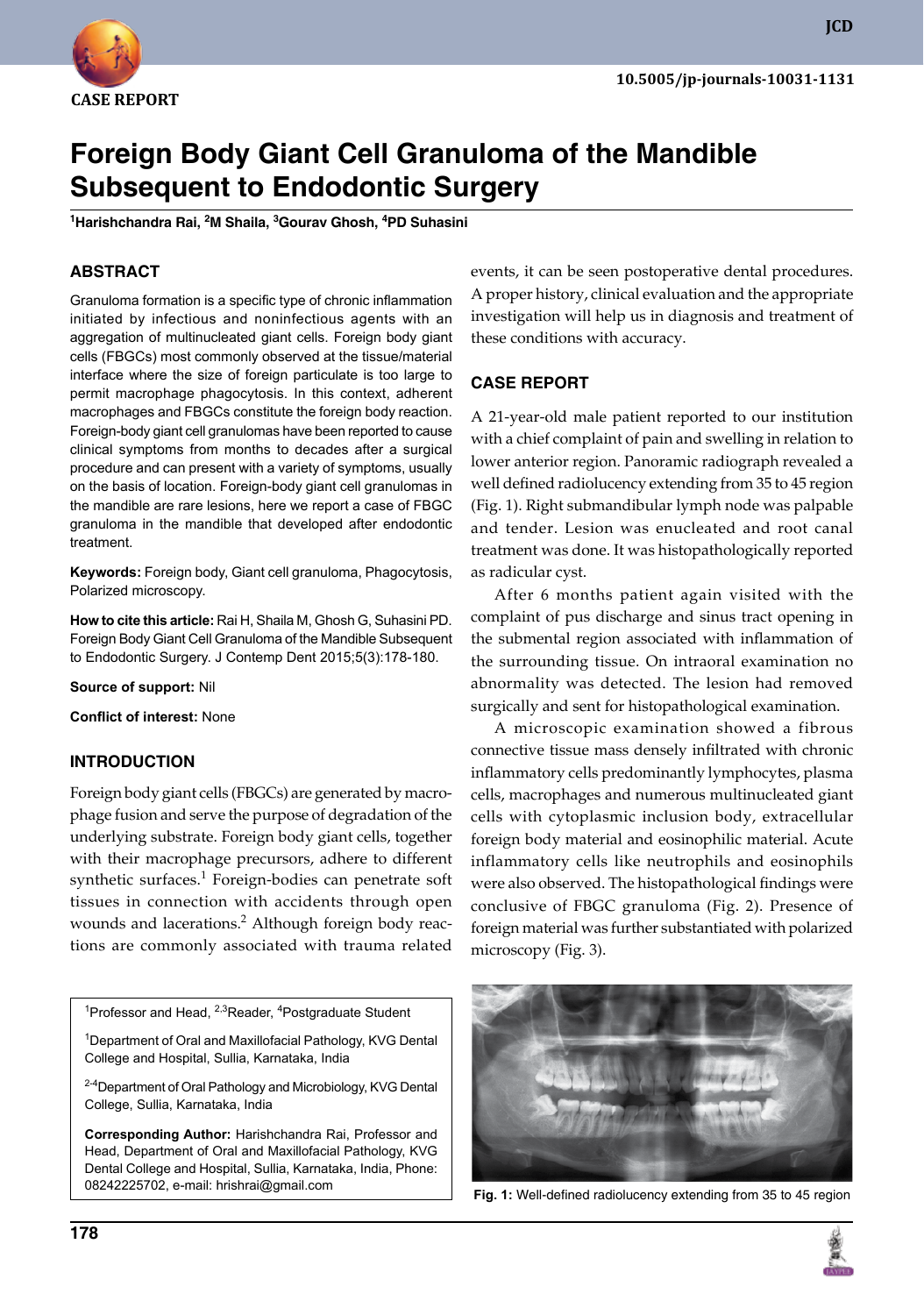CASE REPORT

10.5005/jp-journals-10031-1131

# Foreign Body Giant Cell Granuloma of the Mandible Subsequent to Endodontic Surgery

[1]Harishchandra Rai, [2]M Shaila, [3]Gourav Ghosh, [4]PD Suhasini

## ABSTRACT

Granuloma formation is a specific type of chronic inflammation initiated by infectious and noninfectious agents with an aggregation of multinucleated giant cells. Foreign body giant cells (FBGCs) most commonly observed at the tissue/material interface where the size of foreign particulate is too large to permit macrophage phagocytosis. In this context, adherent macrophages and FBGCs constitute the foreign body reaction. Foreign-body giant cell granulomas have been reported to cause clinical symptoms from months to decades after a surgical procedure and can present with a variety of symptoms, usually on the basis of location. Foreign-body giant cell granulomas in the mandible are rare lesions, here we report a case of FBGC granuloma in the mandible that developed after endodontic treatment.

**Keywords:** Foreign body, Giant cell granuloma, Phagocytosis, Polarized microscopy.

**How to cite this article:** Rai H, Shaila M, Ghosh G, Suhasini PD. Foreign Body Giant Cell Granuloma of the Mandible Subsequent to Endodontic Surgery. J Contemp Dent 2015;5(3):178-180.

**Source of support:** Nil

**Conflict of interest:** None

## INTRODUCTION

Foreign body giant cells (FBGCs) are generated by macrophage fusion and serve the purpose of degradation of the underlying substrate. Foreign body giant cells, together with their macrophage precursors, adhere to different synthetic surfaces.[1] Foreign-bodies can penetrate soft tissues in connection with accidents through open wounds and lacerations.[2] Although foreign body reactions are commonly associated with trauma related events, it can be seen postoperative dental procedures. A proper history, clinical evaluation and the appropriate investigation will help us in diagnosis and treatment of these conditions with accuracy.

## CASE REPORT

A 21-year-old male patient reported to our institution with a chief complaint of pain and swelling in relation to lower anterior region. Panoramic radiograph revealed a well defined radiolucency extending from 35 to 45 region (Fig. 1). Right submandibular lymph node was palpable and tender. Lesion was enucleated and root canal treatment was done. It was histopathologically reported as radicular cyst.

After 6 months patient again visited with the complaint of pus discharge and sinus tract opening in the submental region associated with inflammation of the surrounding tissue. On intraoral examination no abnormality was detected. The lesion had removed surgically and sent for histopathological examination.

A microscopic examination showed a fibrous connective tissue mass densely infiltrated with chronic inflammatory cells predominantly lymphocytes, plasma cells, macrophages and numerous multinucleated giant cells with cytoplasmic inclusion body, extracellular foreign body material and eosinophilic material. Acute inflammatory cells like neutrophils and eosinophils were also observed. The histopathological findings were conclusive of FBGC granuloma (Fig. 2). Presence of foreign material was further substantiated with polarized microscopy (Fig. 3).

Fig. 1: Well-defined radiolucency extending from 35 to 45 region

[1]Professor and Head, [2,3]Reader, [4]Postgraduate Student

[1]Department of Oral and Maxillofacial Pathology, KVG Dental College and Hospital, Sullia, Karnataka, India

[2-4]Department of Oral Pathology and Microbiology, KVG Dental College, Sullia, Karnataka, India

**Corresponding Author:** Harishchandra Rai, Professor and Head, Department of Oral and Maxillofacial Pathology, KVG Dental College and Hospital, Sullia, Karnataka, India, Phone: 08242225702, e-mail: hrishrai@gmail.com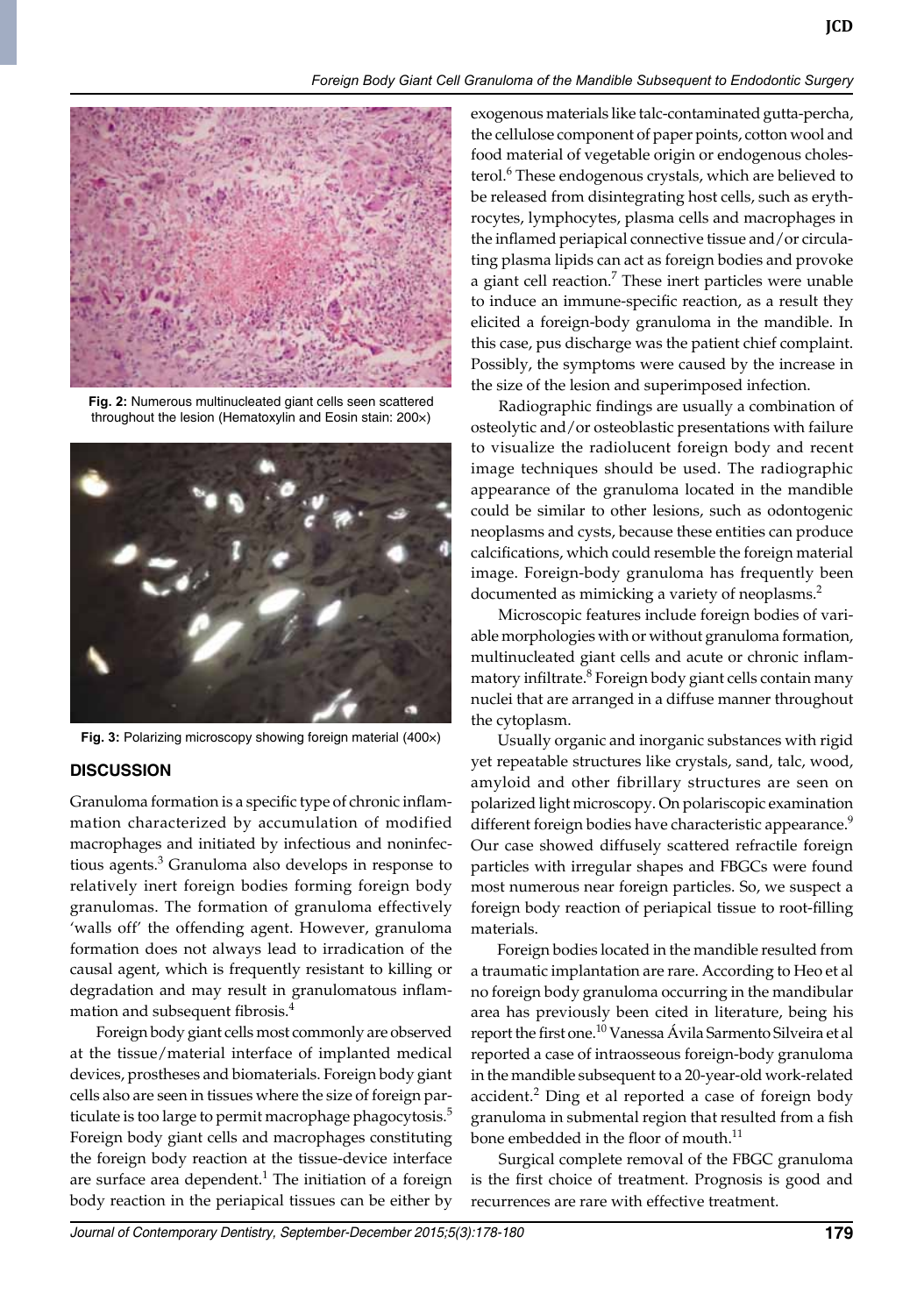Fig. 2: Numerous multinucleated giant cells seen scattered throughout the lesion (Hematoxylin and Eosin stain: 200×)

Fig. 3: Polarizing microscopy showing foreign material (400×)

## DISCUSSION

Granuloma formation is a specific type of chronic inflammation characterized by accumulation of modified macrophages and initiated by infectious and noninfectious agents.[3] Granuloma also develops in response to relatively inert foreign bodies forming foreign body granulomas. The formation of granuloma effectively 'walls off' the offending agent. However, granuloma formation does not always lead to irradication of the causal agent, which is frequently resistant to killing or degradation and may result in granulomatous inflammation and subsequent fibrosis.[4]

Foreign body giant cells most commonly are observed at the tissue/material interface of implanted medical devices, prostheses and biomaterials. Foreign body giant cells also are seen in tissues where the size of foreign particulate is too large to permit macrophage phagocytosis.[5] Foreign body giant cells and macrophages constituting the foreign body reaction at the tissue-device interface are surface area dependent.[1] The initiation of a foreign body reaction in the periapical tissues can be either by exogenous materials like talc-contaminated gutta-percha, the cellulose component of paper points, cotton wool and food material of vegetable origin or endogenous cholesterol.[6] These endogenous crystals, which are believed to be released from disintegrating host cells, such as erythrocytes, lymphocytes, plasma cells and macrophages in the inflamed periapical connective tissue and/or circulating plasma lipids can act as foreign bodies and provoke a giant cell reaction.[7] These inert particles were unable to induce an immune-specific reaction, as a result they elicited a foreign-body granuloma in the mandible. In this case, pus discharge was the patient chief complaint. Possibly, the symptoms were caused by the increase in the size of the lesion and superimposed infection.

Radiographic findings are usually a combination of osteolytic and/or osteoblastic presentations with failure to visualize the radiolucent foreign body and recent image techniques should be used. The radiographic appearance of the granuloma located in the mandible could be similar to other lesions, such as odontogenic neoplasms and cysts, because these entities can produce calcifications, which could resemble the foreign material image. Foreign-body granuloma has frequently been documented as mimicking a variety of neoplasms.[2]

Microscopic features include foreign bodies of variable morphologies with or without granuloma formation, multinucleated giant cells and acute or chronic inflammatory infiltrate.[8] Foreign body giant cells contain many nuclei that are arranged in a diffuse manner throughout the cytoplasm.

Usually organic and inorganic substances with rigid yet repeatable structures like crystals, sand, talc, wood, amyloid and other fibrillary structures are seen on polarized light microscopy. On polariscopic examination different foreign bodies have characteristic appearance.[9] Our case showed diffusely scattered refractile foreign particles with irregular shapes and FBGCs were found most numerous near foreign particles. So, we suspect a foreign body reaction of periapical tissue to root-filling materials.

Foreign bodies located in the mandible resulted from a traumatic implantation are rare. According to Heo et al no foreign body granuloma occurring in the mandibular area has previously been cited in literature, being his report the first one.[10] Vanessa Ávila Sarmento Silveira et al reported a case of intraosseous foreign-body granuloma in the mandible subsequent to a 20-year-old work-related accident.[2] Ding et al reported a case of foreign body granuloma in submental region that resulted from a fish bone embedded in the floor of mouth.[11]

Surgical complete removal of the FBGC granuloma is the first choice of treatment. Prognosis is good and recurrences are rare with effective treatment.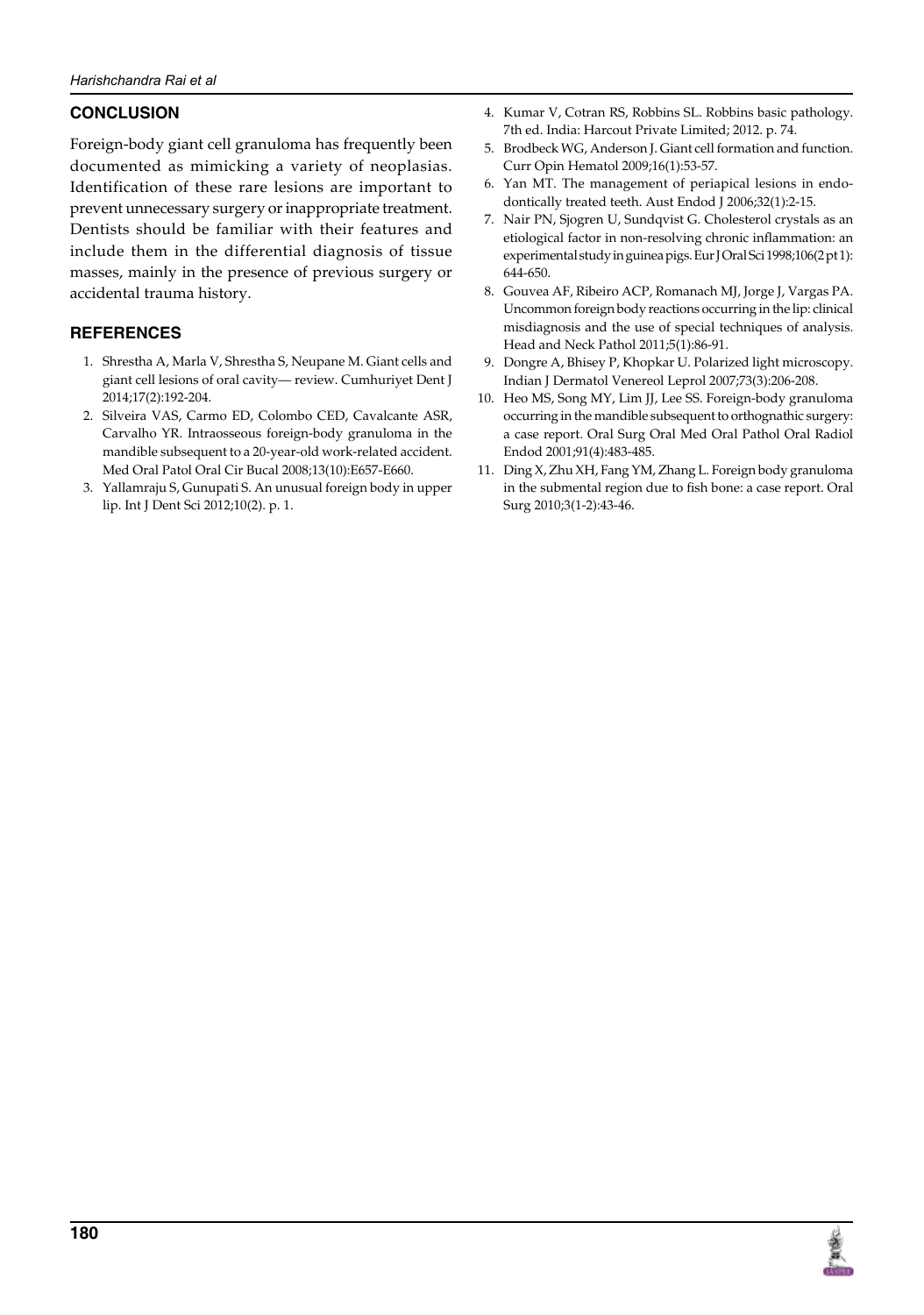## CONCLUSION

Foreign-body giant cell granuloma has frequently been documented as mimicking a variety of neoplasias. Identification of these rare lesions are important to prevent unnecessary surgery or inappropriate treatment. Dentists should be familiar with their features and include them in the differential diagnosis of tissue masses, mainly in the presence of previous surgery or accidental trauma history.

## REFERENCES

1. Shrestha A, Marla V, Shrestha S, Neupane M. Giant cells and giant cell lesions of oral cavity— review. Cumhuriyet Dent J 2014;17(2):192-204.
2. Silveira VAS, Carmo ED, Colombo CED, Cavalcante ASR, Carvalho YR. Intraosseous foreign-body granuloma in the mandible subsequent to a 20-year-old work-related accident. Med Oral Patol Oral Cir Bucal 2008;13(10):E657-E660.
3. Yallamraju S, Gunupati S. An unusual foreign body in upper lip. Int J Dent Sci 2012;10(2). p. 1.
4. Kumar V, Cotran RS, Robbins SL. Robbins basic pathology. 7th ed. India: Harcout Private Limited; 2012. p. 74.
5. Brodbeck WG, Anderson J. Giant cell formation and function. Curr Opin Hematol 2009;16(1):53-57.
6. Yan MT. The management of periapical lesions in endodontically treated teeth. Aust Endod J 2006;32(1):2-15.
7. Nair PN, Sjogren U, Sundqvist G. Cholesterol crystals as an etiological factor in non-resolving chronic inflammation: an experimental study in guinea pigs. Eur J Oral Sci 1998;106(2 pt 1): 644-650.
8. Gouvea AF, Ribeiro ACP, Romanach MJ, Jorge J, Vargas PA. Uncommon foreign body reactions occurring in the lip: clinical misdiagnosis and the use of special techniques of analysis. Head and Neck Pathol 2011;5(1):86-91.
9. Dongre A, Bhisey P, Khopkar U. Polarized light microscopy. Indian J Dermatol Venereol Leprol 2007;73(3):206-208.
10. Heo MS, Song MY, Lim JJ, Lee SS. Foreign-body granuloma occurring in the mandible subsequent to orthognathic surgery: a case report. Oral Surg Oral Med Oral Pathol Oral Radiol Endod 2001;91(4):483-485.
11. Ding X, Zhu XH, Fang YM, Zhang L. Foreign body granuloma in the submental region due to fish bone: a case report. Oral Surg 2010;3(1-2):43-46.